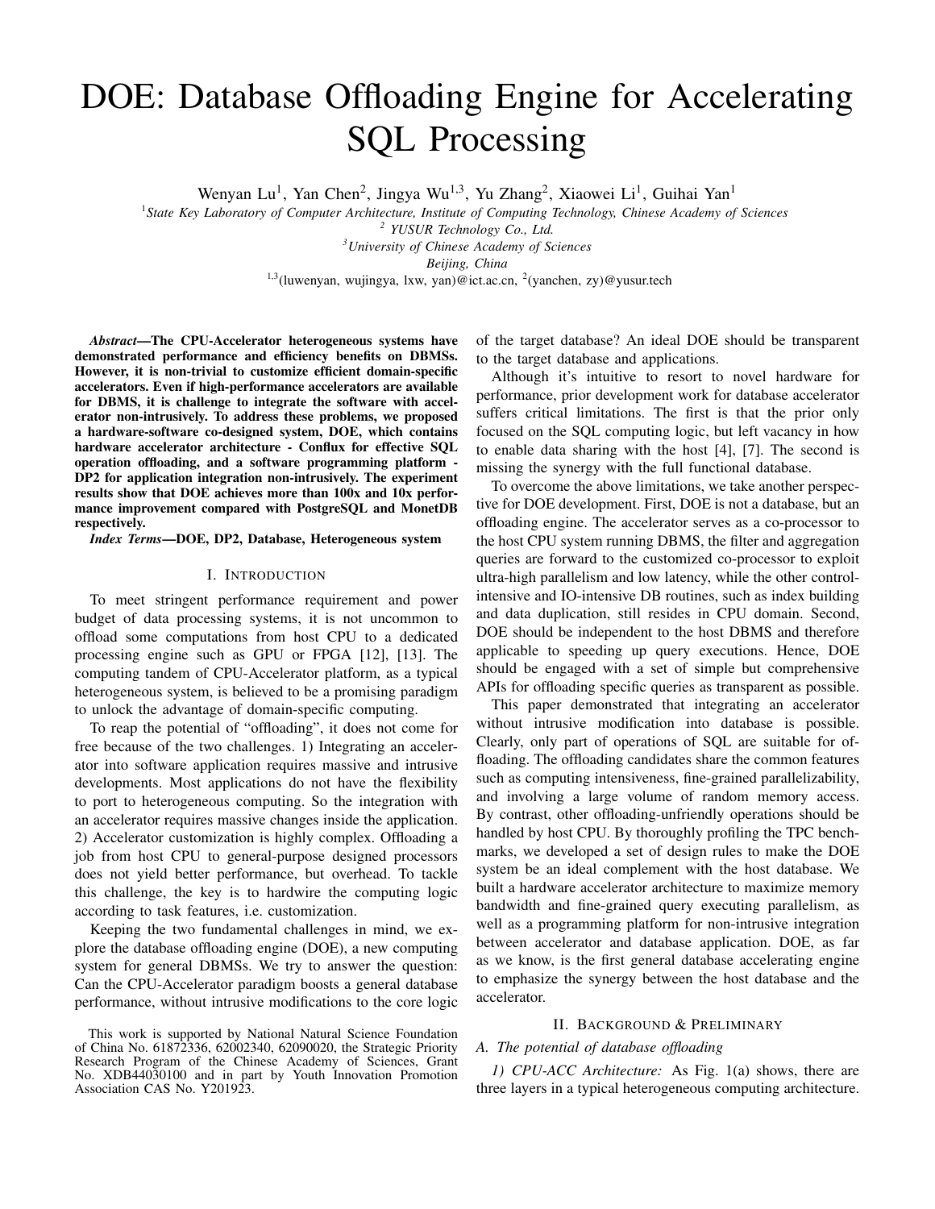# DOE: Database Offloading Engine for Accelerating SQL Processing

Wenyan Lu[1], Yan Chen[2], Jingya Wu[1,3], Yu Zhang[2], Xiaowei Li[1], Guihai Yan[1]

[1]*State Key Laboratory of Computer Architecture, Institute of Computing Technology, Chinese Academy of Sciences*
[2] *YUSUR Technology Co., Ltd.*
[3]*University of Chinese Academy of Sciences*
*Beijing, China*
[1,3](luwenyan, wujingya, lxw, yan)@ict.ac.cn, [2](yanchen, zy)@yusur.tech

***Abstract*—The CPU-Accelerator heterogeneous systems have demonstrated performance and efficiency benefits on DBMSs. However, it is non-trivial to customize efficient domain-specific accelerators. Even if high-performance accelerators are available for DBMS, it is challenge to integrate the software with accelerator non-intrusively. To address these problems, we proposed a hardware-software co-designed system, DOE, which contains hardware accelerator architecture - Conflux for effective SQL operation offloading, and a software programming platform - DP2 for application integration non-intrusively. The experiment results show that DOE achieves more than 100x and 10x performance improvement compared with PostgreSQL and MonetDB respectively.**

***Index Terms*—DOE, DP2, Database, Heterogeneous system**

## I. Introduction

To meet stringent performance requirement and power budget of data processing systems, it is not uncommon to offload some computations from host CPU to a dedicated processing engine such as GPU or FPGA [12], [13]. The computing tandem of CPU-Accelerator platform, as a typical heterogeneous system, is believed to be a promising paradigm to unlock the advantage of domain-specific computing.

To reap the potential of "offloading", it does not come for free because of the two challenges. 1) Integrating an accelerator into software application requires massive and intrusive developments. Most applications do not have the flexibility to port to heterogeneous computing. So the integration with an accelerator requires massive changes inside the application. 2) Accelerator customization is highly complex. Offloading a job from host CPU to general-purpose designed processors does not yield better performance, but overhead. To tackle this challenge, the key is to hardwire the computing logic according to task features, i.e. customization.

Keeping the two fundamental challenges in mind, we explore the database offloading engine (DOE), a new computing system for general DBMSs. We try to answer the question: Can the CPU-Accelerator paradigm boosts a general database performance, without intrusive modifications to the core logic of the target database? An ideal DOE should be transparent to the target database and applications.

Although it's intuitive to resort to novel hardware for performance, prior development work for database accelerator suffers critical limitations. The first is that the prior only focused on the SQL computing logic, but left vacancy in how to enable data sharing with the host [4], [7]. The second is missing the synergy with the full functional database.

To overcome the above limitations, we take another perspective for DOE development. First, DOE is not a database, but an offloading engine. The accelerator serves as a co-processor to the host CPU system running DBMS, the filter and aggregation queries are forward to the customized co-processor to exploit ultra-high parallelism and low latency, while the other control-intensive and IO-intensive DB routines, such as index building and data duplication, still resides in CPU domain. Second, DOE should be independent to the host DBMS and therefore applicable to speeding up query executions. Hence, DOE should be engaged with a set of simple but comprehensive APIs for offloading specific queries as transparent as possible.

This paper demonstrated that integrating an accelerator without intrusive modification into database is possible. Clearly, only part of operations of SQL are suitable for offloading. The offloading candidates share the common features such as computing intensiveness, fine-grained parallelizability, and involving a large volume of random memory access. By contrast, other offloading-unfriendly operations should be handled by host CPU. By thoroughly profiling the TPC benchmarks, we developed a set of design rules to make the DOE system be an ideal complement with the host database. We built a hardware accelerator architecture to maximize memory bandwidth and fine-grained query executing parallelism, as well as a programming platform for non-intrusive integration between accelerator and database application. DOE, as far as we know, is the first general database accelerating engine to emphasize the synergy between the host database and the accelerator.

## II. Background & Preliminary

### *A. The potential of database offloading*

*1) CPU-ACC Architecture:* As Fig. 1(a) shows, there are three layers in a typical heterogeneous computing architecture.

This work is supported by National Natural Science Foundation of China No. 61872336, 62002340, 62090020, the Strategic Priority Research Program of the Chinese Academy of Sciences, Grant No. XDB44030100 and in part by Youth Innovation Promotion Association CAS No. Y201923.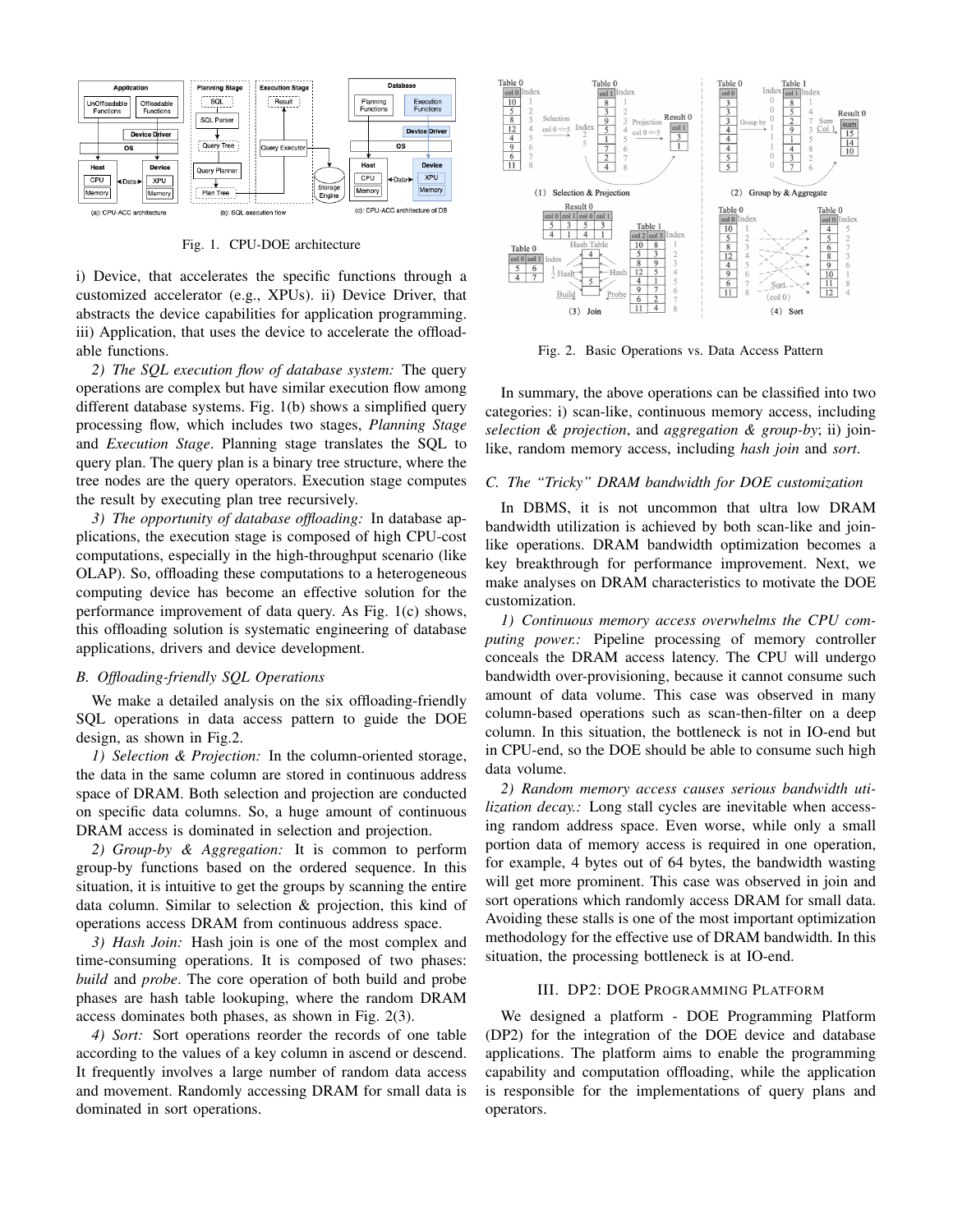Fig. 1. CPU-DOE architecture

i) Device, that accelerates the specific functions through a customized accelerator (e.g., XPUs). ii) Device Driver, that abstracts the device capabilities for application programming. iii) Application, that uses the device to accelerate the offloadable functions.

*2) The SQL execution flow of database system:* The query operations are complex but have similar execution flow among different database systems. Fig. 1(b) shows a simplified query processing flow, which includes two stages, *Planning Stage* and *Execution Stage*. Planning stage translates the SQL to query plan. The query plan is a binary tree structure, where the tree nodes are the query operators. Execution stage computes the result by executing plan tree recursively.

*3) The opportunity of database offloading:* In database applications, the execution stage is composed of high CPU-cost computations, especially in the high-throughput scenario (like OLAP). So, offloading these computations to a heterogeneous computing device has become an effective solution for the performance improvement of data query. As Fig. 1(c) shows, this offloading solution is systematic engineering of database applications, drivers and device development.

### B. Offloading-friendly SQL Operations

We make a detailed analysis on the six offloading-friendly SQL operations in data access pattern to guide the DOE design, as shown in Fig.2.

*1) Selection & Projection:* In the column-oriented storage, the data in the same column are stored in continuous address space of DRAM. Both selection and projection are conducted on specific data columns. So, a huge amount of continuous DRAM access is dominated in selection and projection.

*2) Group-by & Aggregation:* It is common to perform group-by functions based on the ordered sequence. In this situation, it is intuitive to get the groups by scanning the entire data column. Similar to selection & projection, this kind of operations access DRAM from continuous address space.

*3) Hash Join:* Hash join is one of the most complex and time-consuming operations. It is composed of two phases: *build* and *probe*. The core operation of both build and probe phases are hash table lookuping, where the random DRAM access dominates both phases, as shown in Fig. 2(3).

*4) Sort:* Sort operations reorder the records of one table according to the values of a key column in ascend or descend. It frequently involves a large number of random data access and movement. Randomly accessing DRAM for small data is dominated in sort operations.

Fig. 2. Basic Operations vs. Data Access Pattern

In summary, the above operations can be classified into two categories: i) scan-like, continuous memory access, including *selection & projection*, and *aggregation & group-by*; ii) join-like, random memory access, including *hash join* and *sort*.

### C. The "Tricky" DRAM bandwidth for DOE customization

In DBMS, it is not uncommon that ultra low DRAM bandwidth utilization is achieved by both scan-like and join-like operations. DRAM bandwidth optimization becomes a key breakthrough for performance improvement. Next, we make analyses on DRAM characteristics to motivate the DOE customization.

*1) Continuous memory access overwhelms the CPU computing power.:* Pipeline processing of memory controller conceals the DRAM access latency. The CPU will undergo bandwidth over-provisioning, because it cannot consume such amount of data volume. This case was observed in many column-based operations such as scan-then-filter on a deep column. In this situation, the bottleneck is not in IO-end but in CPU-end, so the DOE should be able to consume such high data volume.

*2) Random memory access causes serious bandwidth utilization decay.:* Long stall cycles are inevitable when accessing random address space. Even worse, while only a small portion data of memory access is required in one operation, for example, 4 bytes out of 64 bytes, the bandwidth wasting will get more prominent. This case was observed in join and sort operations which randomly access DRAM for small data. Avoiding these stalls is one of the most important optimization methodology for the effective use of DRAM bandwidth. In this situation, the processing bottleneck is at IO-end.

## III. DP2: DOE Programming Platform

We designed a platform - DOE Programming Platform (DP2) for the integration of the DOE device and database applications. The platform aims to enable the programming capability and computation offloading, while the application is responsible for the implementations of query plans and operators.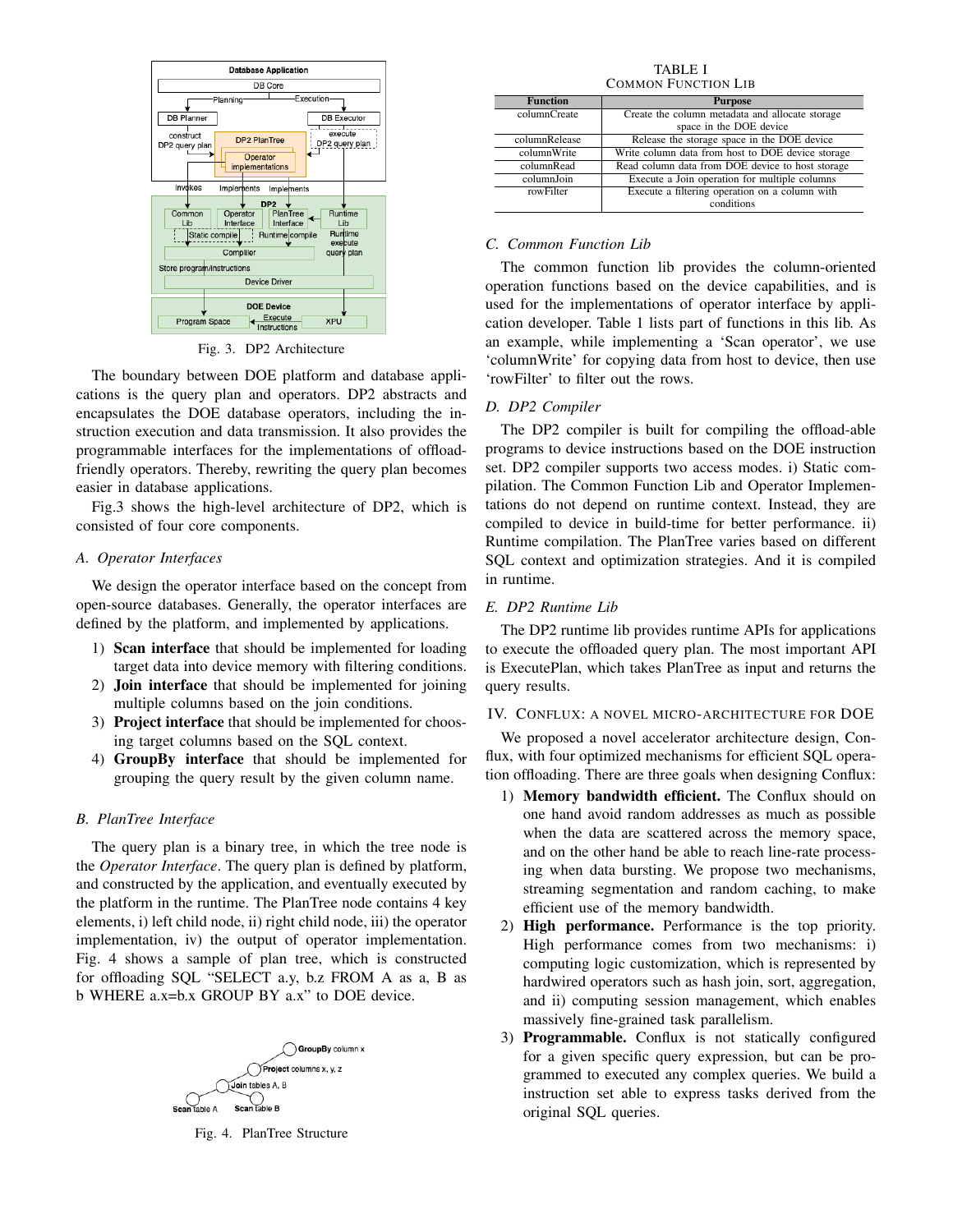Fig. 3. DP2 Architecture

The boundary between DOE platform and database applications is the query plan and operators. DP2 abstracts and encapsulates the DOE database operators, including the instruction execution and data transmission. It also provides the programmable interfaces for the implementations of offload-friendly operators. Thereby, rewriting the query plan becomes easier in database applications.

Fig.3 shows the high-level architecture of DP2, which is consisted of four core components.

### A. Operator Interfaces

We design the operator interface based on the concept from open-source databases. Generally, the operator interfaces are defined by the platform, and implemented by applications.

1) **Scan interface** that should be implemented for loading target data into device memory with filtering conditions.
2) **Join interface** that should be implemented for joining multiple columns based on the join conditions.
3) **Project interface** that should be implemented for choosing target columns based on the SQL context.
4) **GroupBy interface** that should be implemented for grouping the query result by the given column name.

### B. PlanTree Interface

The query plan is a binary tree, in which the tree node is the *Operator Interface*. The query plan is defined by platform, and constructed by the application, and eventually executed by the platform in the runtime. The PlanTree node contains 4 key elements, i) left child node, ii) right child node, iii) the operator implementation, iv) the output of operator implementation. Fig. 4 shows a sample of plan tree, which is constructed for offloading SQL “SELECT a.y, b.z FROM A as a, B as b WHERE a.x=b.x GROUP BY a.x” to DOE device.

Fig. 4. PlanTree Structure

TABLE I
COMMON FUNCTION LIB

| Function | Purpose |
|---|---|
| columnCreate | Create the column metadata and allocate storage space in the DOE device |
| columnRelease | Release the storage space in the DOE device |
| columnWrite | Write column data from host to DOE device storage |
| columnRead | Read column data from DOE device to host storage |
| columnJoin | Execute a Join operation for multiple columns |
| rowFilter | Execute a filtering operation on a column with conditions |

### C. Common Function Lib

The common function lib provides the column-oriented operation functions based on the device capabilities, and is used for the implementations of operator interface by application developer. Table 1 lists part of functions in this lib. As an example, while implementing a ‘Scan operator’, we use ‘columnWrite’ for copying data from host to device, then use ‘rowFilter’ to filter out the rows.

### D. DP2 Compiler

The DP2 compiler is built for compiling the offload-able programs to device instructions based on the DOE instruction set. DP2 compiler supports two access modes. i) Static compilation. The Common Function Lib and Operator Implementations do not depend on runtime context. Instead, they are compiled to device in build-time for better performance. ii) Runtime compilation. The PlanTree varies based on different SQL context and optimization strategies. And it is compiled in runtime.

### E. DP2 Runtime Lib

The DP2 runtime lib provides runtime APIs for applications to execute the offloaded query plan. The most important API is ExecutePlan, which takes PlanTree as input and returns the query results.

## IV. CONFLUX: A NOVEL MICRO-ARCHITECTURE FOR DOE

We proposed a novel accelerator architecture design, Conflux, with four optimized mechanisms for efficient SQL operation offloading. There are three goals when designing Conflux:

1) **Memory bandwidth efficient.** The Conflux should on one hand avoid random addresses as much as possible when the data are scattered across the memory space, and on the other hand be able to reach line-rate processing when data bursting. We propose two mechanisms, streaming segmentation and random caching, to make efficient use of the memory bandwidth.
2) **High performance.** Performance is the top priority. High performance comes from two mechanisms: i) computing logic customization, which is represented by hardwired operators such as hash join, sort, aggregation, and ii) computing session management, which enables massively fine-grained task parallelism.
3) **Programmable.** Conflux is not statically configured for a given specific query expression, but can be programmed to executed any complex queries. We build a instruction set able to express tasks derived from the original SQL queries.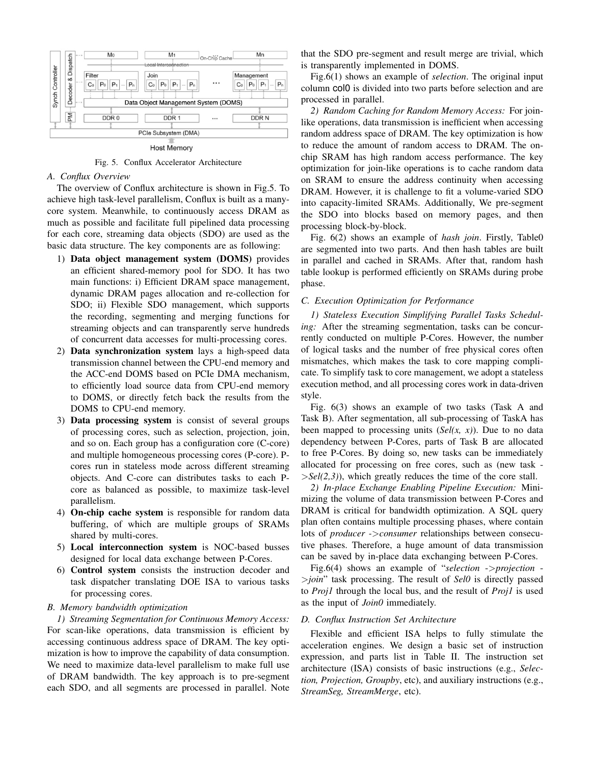Fig. 5. Conflux Accelerator Architecture

### A. Conflux Overview

The overview of Conflux architecture is shown in Fig.5. To achieve high task-level parallelism, Conflux is built as a many-core system. Meanwhile, to continuously access DRAM as much as possible and facilitate full pipelined data processing for each core, streaming data objects (SDO) are used as the basic data structure. The key components are as following:

1) **Data object management system (DOMS)** provides an efficient shared-memory pool for SDO. It has two main functions: i) Efficient DRAM space management, dynamic DRAM pages allocation and re-collection for SDO; ii) Flexible SDO management, which supports the recording, segmenting and merging functions for streaming objects and can transparently serve hundreds of concurrent data accesses for multi-processing cores.
2) **Data synchronization system** lays a high-speed data transmission channel between the CPU-end memory and the ACC-end DOMS based on PCIe DMA mechanism, to efficiently load source data from CPU-end memory to DOMS, or directly fetch back the results from the DOMS to CPU-end memory.
3) **Data processing system** is consist of several groups of processing cores, such as selection, projection, join, and so on. Each group has a configuration core (C-core) and multiple homogeneous processing cores (P-core). P-cores run in stateless mode across different streaming objects. And C-core can distributes tasks to each P-core as balanced as possible, to maximize task-level parallelism.
4) **On-chip cache system** is responsible for random data buffering, of which are multiple groups of SRAMs shared by multi-cores.
5) **Local interconnection system** is NOC-based busses designed for local data exchange between P-Cores.
6) **Control system** consists the instruction decoder and task dispatcher translating DOE ISA to various tasks for processing cores.

### B. Memory bandwidth optimization

*1) Streaming Segmentation for Continuous Memory Access:* For scan-like operations, data transmission is efficient by accessing continuous address space of DRAM. The key optimization is how to improve the capability of data consumption. We need to maximize data-level parallelism to make full use of DRAM bandwidth. The key approach is to pre-segment each SDO, and all segments are processed in parallel. Note that the SDO pre-segment and result merge are trivial, which is transparently implemented in DOMS.

Fig.6(1) shows an example of *selection*. The original input column col0 is divided into two parts before selection and are processed in parallel.

*2) Random Caching for Random Memory Access:* For join-like operations, data transmission is inefficient when accessing random address space of DRAM. The key optimization is how to reduce the amount of random access to DRAM. The on-chip SRAM has high random access performance. The key optimization for join-like operations is to cache random data on SRAM to ensure the address continuity when accessing DRAM. However, it is challenge to fit a volume-varied SDO into capacity-limited SRAMs. Additionally, We pre-segment the SDO into blocks based on memory pages, and then processing block-by-block.

Fig. 6(2) shows an example of *hash join*. Firstly, Table0 are segmented into two parts. And then hash tables are built in parallel and cached in SRAMs. After that, random hash table lookup is performed efficiently on SRAMs during probe phase.

### C. Execution Optimization for Performance

*1) Stateless Execution Simplifying Parallel Tasks Scheduling:* After the streaming segmentation, tasks can be concurrently conducted on multiple P-Cores. However, the number of logical tasks and the number of free physical cores often mismatches, which makes the task to core mapping complicate. To simplify task to core management, we adopt a stateless execution method, and all processing cores work in data-driven style.

Fig. 6(3) shows an example of two tasks (Task A and Task B). After segmentation, all sub-processing of TaskA has been mapped to processing units (*Sel(x, x)*). Due to no data dependency between P-Cores, parts of Task B are allocated to free P-Cores. By doing so, new tasks can be immediately allocated for processing on free cores, such as (new task ->*Sel(2,3)*), which greatly reduces the time of the core stall.

*2) In-place Exchange Enabling Pipeline Execution:* Minimizing the volume of data transmission between P-Cores and DRAM is critical for bandwidth optimization. A SQL query plan often contains multiple processing phases, where contain lots of *producer ->consumer* relationships between consecutive phases. Therefore, a huge amount of data transmission can be saved by in-place data exchanging between P-Cores.

Fig.6(4) shows an example of "*selection ->projection ->join*" task processing. The result of *Sel0* is directly passed to *Proj1* through the local bus, and the result of *Proj1* is used as the input of *Join0* immediately.

### D. Conflux Instruction Set Architecture

Flexible and efficient ISA helps to fully stimulate the acceleration engines. We design a basic set of instruction expression, and parts list in Table II. The instruction set architecture (ISA) consists of basic instructions (e.g., *Selection, Projection, Groupby*, etc), and auxiliary instructions (e.g., *StreamSeg, StreamMerge*, etc).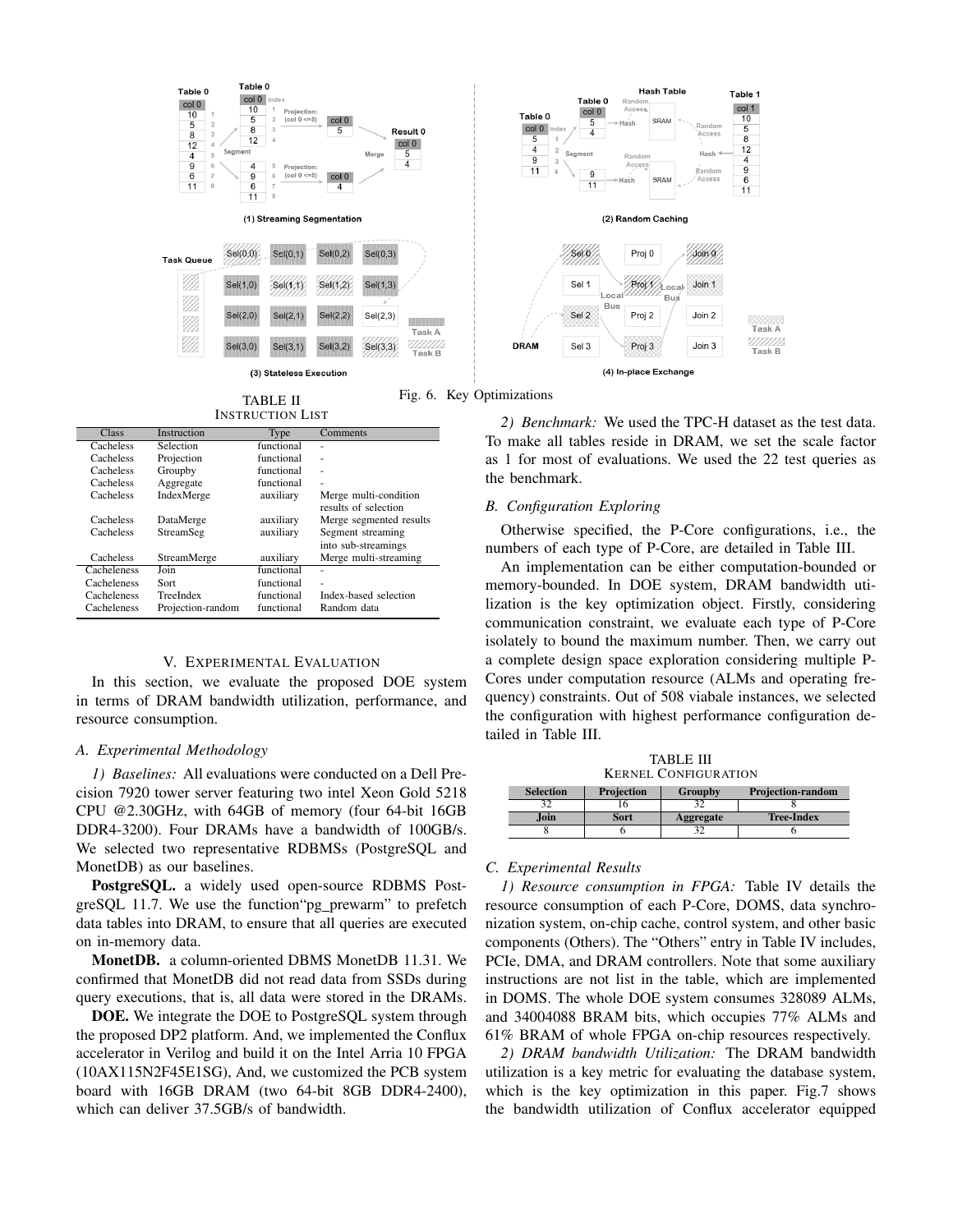Fig. 6. Key Optimizations

TABLE II
INSTRUCTION LIST

| Class | Instruction | Type | Comments |
|---|---|---|---|
| Cacheless | Selection | functional | - |
| Cacheless | Projection | functional | - |
| Cacheless | Groupby | functional | - |
| Cacheless | Aggregate | functional | - |
| Cacheless | IndexMerge | auxiliary | Merge multi-condition results of selection |
| Cacheless | DataMerge | auxiliary | Merge segmented results |
| Cacheless | StreamSeg | auxiliary | Segment streaming into sub-streamings |
| Cacheless | StreamMerge | auxiliary | Merge multi-streaming |
| Cacheleness | Join | functional | - |
| Cacheleness | Sort | functional | - |
| Cacheleness | TreeIndex | functional | Index-based selection |
| Cacheleness | Projection-random | functional | Random data |

## V. Experimental Evaluation

In this section, we evaluate the proposed DOE system in terms of DRAM bandwidth utilization, performance, and resource consumption.

### A. Experimental Methodology

*1) Baselines:* All evaluations were conducted on a Dell Precision 7920 tower server featuring two intel Xeon Gold 5218 CPU @2.30GHz, with 64GB of memory (four 64-bit 16GB DDR4-3200). Four DRAMs have a bandwidth of 100GB/s. We selected two representative RDBMSs (PostgreSQL and MonetDB) as our baselines.

**PostgreSQL.** a widely used open-source RDBMS PostgreSQL 11.7. We use the function"pg_prewarm" to prefetch data tables into DRAM, to ensure that all queries are executed on in-memory data.

**MonetDB.** a column-oriented DBMS MonetDB 11.31. We confirmed that MonetDB did not read data from SSDs during query executions, that is, all data were stored in the DRAMs.

**DOE.** We integrate the DOE to PostgreSQL system through the proposed DP2 platform. And, we implemented the Conflux accelerator in Verilog and build it on the Intel Arria 10 FPGA (10AX115N2F45E1SG), And, we customized the PCB system board with 16GB DRAM (two 64-bit 8GB DDR4-2400), which can deliver 37.5GB/s of bandwidth.

*2) Benchmark:* We used the TPC-H dataset as the test data. To make all tables reside in DRAM, we set the scale factor as 1 for most of evaluations. We used the 22 test queries as the benchmark.

### B. Configuration Exploring

Otherwise specified, the P-Core configurations, i.e., the numbers of each type of P-Core, are detailed in Table III.

An implementation can be either computation-bounded or memory-bounded. In DOE system, DRAM bandwidth utilization is the key optimization object. Firstly, considering communication constraint, we evaluate each type of P-Core isolately to bound the maximum number. Then, we carry out a complete design space exploration considering multiple P-Cores under computation resource (ALMs and operating frequency) constraints. Out of 508 viabale instances, we selected the configuration with highest performance configuration detailed in Table III.

TABLE III
KERNEL CONFIGURATION

| Selection | Projection | Groupby | Projection-random |
|---|---|---|---|
| 32 | 16 | 32 | 8 |
| **Join** | **Sort** | **Aggregate** | **Tree-Index** |
| 8 | 6 | 32 | 6 |

### C. Experimental Results

*1) Resource consumption in FPGA:* Table IV details the resource consumption of each P-Core, DOMS, data synchronization system, on-chip cache, control system, and other basic components (Others). The "Others" entry in Table IV includes, PCIe, DMA, and DRAM controllers. Note that some auxiliary instructions are not list in the table, which are implemented in DOMS. The whole DOE system consumes 328089 ALMs, and 34004088 BRAM bits, which occupies 77% ALMs and 61% BRAM of whole FPGA on-chip resources respectively.

*2) DRAM bandwidth Utilization:* The DRAM bandwidth utilization is a key metric for evaluating the database system, which is the key optimization in this paper. Fig.7 shows the bandwidth utilization of Conflux accelerator equipped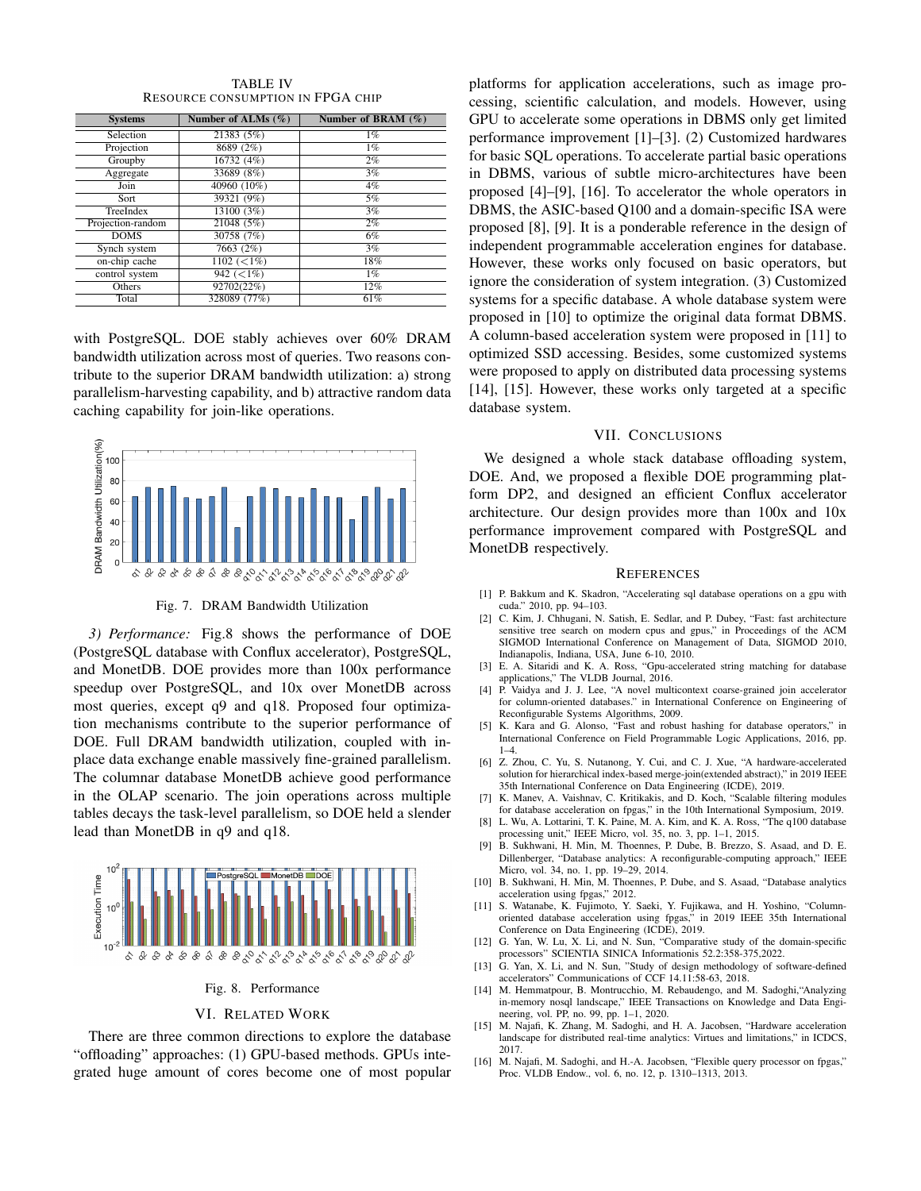TABLE IV
RESOURCE CONSUMPTION IN FPGA CHIP

| Systems | Number of ALMs (%) | Number of BRAM (%) |
|---|---|---|
| Selection | 21383 (5%) | 1% |
| Projection | 8689 (2%) | 1% |
| Groupby | 16732 (4%) | 2% |
| Aggregate | 33689 (8%) | 3% |
| Join | 40960 (10%) | 4% |
| Sort | 39321 (9%) | 5% |
| TreeIndex | 13100 (3%) | 3% |
| Projection-random | 21048 (5%) | 2% |
| DOMS | 30758 (7%) | 6% |
| Synch system | 7663 (2%) | 3% |
| on-chip cache | 1102 (<1%) | 18% |
| control system | 942 (<1%) | 1% |
| Others | 92702(22%) | 12% |
| Total | 328089 (77%) | 61% |

with PostgreSQL. DOE stably achieves over 60% DRAM bandwidth utilization across most of queries. Two reasons contribute to the superior DRAM bandwidth utilization: a) strong parallelism-harvesting capability, and b) attractive random data caching capability for join-like operations.

DRAM Bandwidth Utilization(%)
100
80
60
40
20
0
q1 q2 q3 q4 q5 q6 q7 q8 q9 q10 q11 q12 q13 q14 q15 q16 q17 q18 q19 q20 q21 q22

Fig. 7. DRAM Bandwidth Utilization

*3) Performance:* Fig.8 shows the performance of DOE (PostgreSQL database with Conflux accelerator), PostgreSQL, and MonetDB. DOE provides more than 100x performance speedup over PostgreSQL, and 10x over MonetDB across most queries, except q9 and q18. Proposed four optimization mechanisms contribute to the superior performance of DOE. Full DRAM bandwidth utilization, coupled with in-place data exchange enable massively fine-grained parallelism. The columnar database MonetDB achieve good performance in the OLAP scenario. The join operations across multiple tables decays the task-level parallelism, so DOE held a slender lead than MonetDB in q9 and q18.

Execution Time
$10^2$
$10^0$
$10^{-2}$
PostgreSQL MonetDB DOE
q1 q2 q3 q4 q5 q6 q7 q8 q9 q10 q11 q12 q13 q14 q15 q16 q17 q18 q19 q20 q21 q22

Fig. 8. Performance

## VI. Related Work

There are three common directions to explore the database "offloading" approaches: (1) GPU-based methods. GPUs integrated huge amount of cores become one of most popular platforms for application accelerations, such as image processing, scientific calculation, and models. However, using GPU to accelerate some operations in DBMS only get limited performance improvement [1]–[3]. (2) Customized hardwares for basic SQL operations. To accelerate partial basic operations in DBMS, various of subtle micro-architectures have been proposed [4]–[9], [16]. To accelerator the whole operators in DBMS, the ASIC-based Q100 and a domain-specific ISA were proposed [8], [9]. It is a ponderable reference in the design of independent programmable acceleration engines for database. However, these works only focused on basic operators, but ignore the consideration of system integration. (3) Customized systems for a specific database. A whole database system were proposed in [10] to optimize the original data format DBMS. A column-based acceleration system were proposed in [11] to optimized SSD accessing. Besides, some customized systems were proposed to apply on distributed data processing systems [14], [15]. However, these works only targeted at a specific database system.

## VII. Conclusions

We designed a whole stack database offloading system, DOE. And, we proposed a flexible DOE programming platform DP2, and designed an efficient Conflux accelerator architecture. Our design provides more than 100x and 10x performance improvement compared with PostgreSQL and MonetDB respectively.

## References

[1] P. Bakkum and K. Skadron, "Accelerating sql database operations on a gpu with cuda." 2010, pp. 94–103.

[2] C. Kim, J. Chhugani, N. Satish, E. Sedlar, and P. Dubey, "Fast: fast architecture sensitive tree search on modern cpus and gpus," in Proceedings of the ACM SIGMOD International Conference on Management of Data, SIGMOD 2010, Indianapolis, Indiana, USA, June 6-10, 2010.

[3] E. A. Sitaridi and K. A. Ross, "Gpu-accelerated string matching for database applications," The VLDB Journal, 2016.

[4] P. Vaidya and J. J. Lee, "A novel multicontext coarse-grained join accelerator for column-oriented databases." in International Conference on Engineering of Reconfigurable Systems Algorithms, 2009.

[5] K. Kara and G. Alonso, "Fast and robust hashing for database operators," in International Conference on Field Programmable Logic Applications, 2016, pp. 1–4.

[6] Z. Zhou, C. Yu, S. Nutanong, Y. Cui, and C. J. Xue, "A hardware-accelerated solution for hierarchical index-based merge-join(extended abstract)," in 2019 IEEE 35th International Conference on Data Engineering (ICDE), 2019.

[7] K. Manev, A. Vaishnav, C. Kritikakis, and D. Koch, "Scalable filtering modules for database acceleration on fpgas," in the 10th International Symposium, 2019.

[8] L. Wu, A. Lottarini, T. K. Paine, M. A. Kim, and K. A. Ross, "The q100 database processing unit," IEEE Micro, vol. 35, no. 3, pp. 1–1, 2015.

[9] B. Sukhwani, H. Min, M. Thoennes, P. Dube, B. Brezzo, S. Asaad, and D. E. Dillenberger, "Database analytics: A reconfigurable-computing approach," IEEE Micro, vol. 34, no. 1, pp. 19–29, 2014.

[10] B. Sukhwani, H. Min, M. Thoennes, P. Dube, and S. Asaad, "Database analytics acceleration using fpgas," 2012.

[11] S. Watanabe, K. Fujimoto, Y. Saeki, Y. Fujikawa, and H. Yoshino, "Column-oriented database acceleration using fpgas," in 2019 IEEE 35th International Conference on Data Engineering (ICDE), 2019.

[12] G. Yan, W. Lu, X. Li, and N. Sun, "Comparative study of the domain-specific processors" SCIENTIA SINICA Informationis 52.2:358-375,2022.

[13] G. Yan, X. Li, and N. Sun, "Study of design methodology of software-defined accelerators" Communications of CCF 14.11:58-63, 2018.

[14] M. Hemmatpour, B. Montrucchio, M. Rebaudengo, and M. Sadoghi,"Analyzing in-memory nosql landscape," IEEE Transactions on Knowledge and Data Engineering, vol. PP, no. 99, pp. 1–1, 2020.

[15] M. Najafi, K. Zhang, M. Sadoghi, and H. A. Jacobsen, "Hardware acceleration landscape for distributed real-time analytics: Virtues and limitations," in ICDCS, 2017.

[16] M. Najafi, M. Sadoghi, and H.-A. Jacobsen, "Flexible query processor on fpgas," Proc. VLDB Endow., vol. 6, no. 12, p. 1310–1313, 2013.